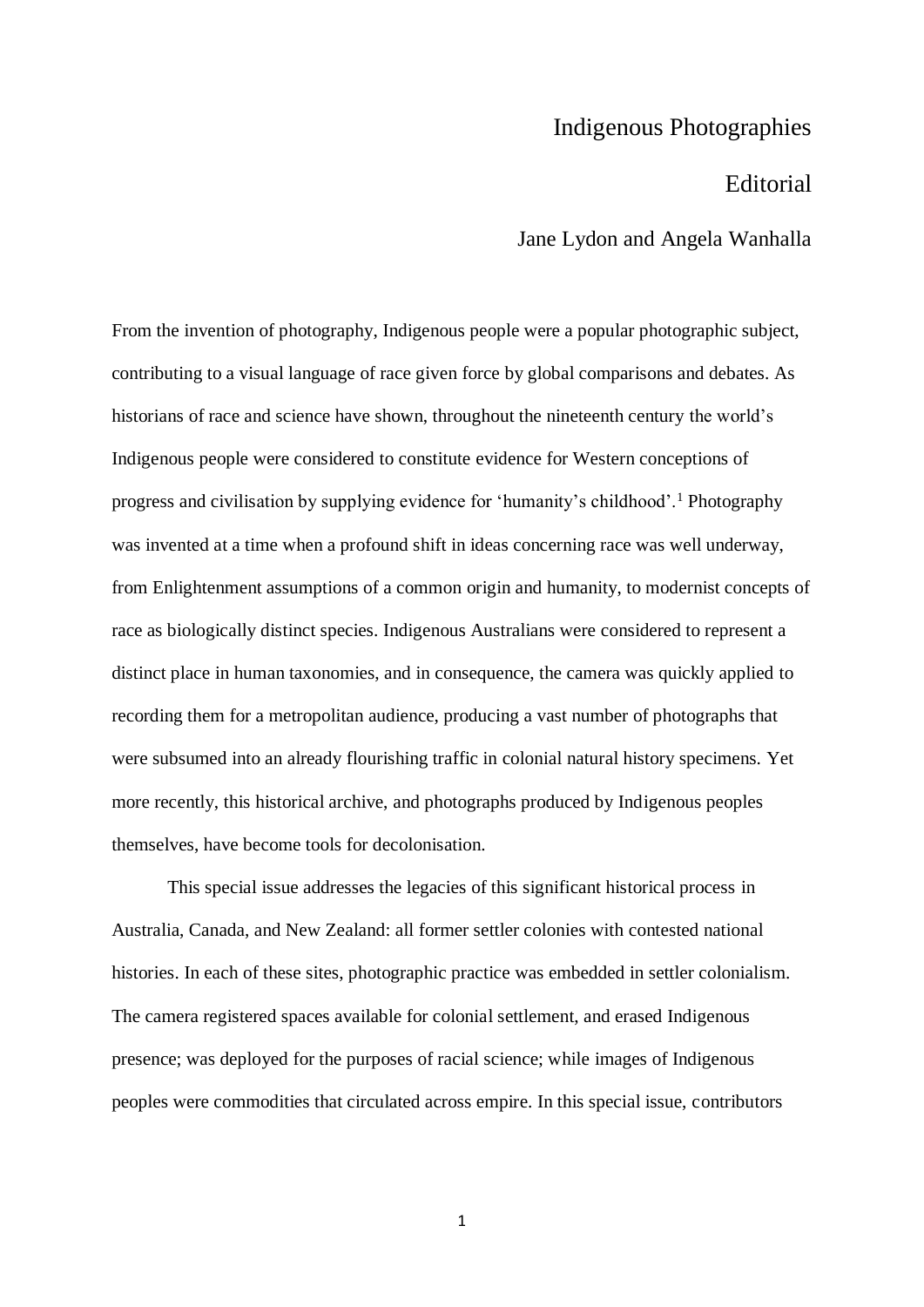# Indigenous Photographies

## Editorial

Jane Lydon and Angela Wanhalla

From the invention of photography, Indigenous people were a popular photographic subject, contributing to a visual language of race given force by global comparisons and debates. As historians of race and science have shown, throughout the nineteenth century the world's Indigenous people were considered to constitute evidence for Western conceptions of progress and civilisation by supplying evidence for 'humanity's childhood'.[1] Photography was invented at a time when a profound shift in ideas concerning race was well underway, from Enlightenment assumptions of a common origin and humanity, to modernist concepts of race as biologically distinct species. Indigenous Australians were considered to represent a distinct place in human taxonomies, and in consequence, the camera was quickly applied to recording them for a metropolitan audience, producing a vast number of photographs that were subsumed into an already flourishing traffic in colonial natural history specimens. Yet more recently, this historical archive, and photographs produced by Indigenous peoples themselves, have become tools for decolonisation.

This special issue addresses the legacies of this significant historical process in Australia, Canada, and New Zealand: all former settler colonies with contested national histories. In each of these sites, photographic practice was embedded in settler colonialism. The camera registered spaces available for colonial settlement, and erased Indigenous presence; was deployed for the purposes of racial science; while images of Indigenous peoples were commodities that circulated across empire. In this special issue, contributors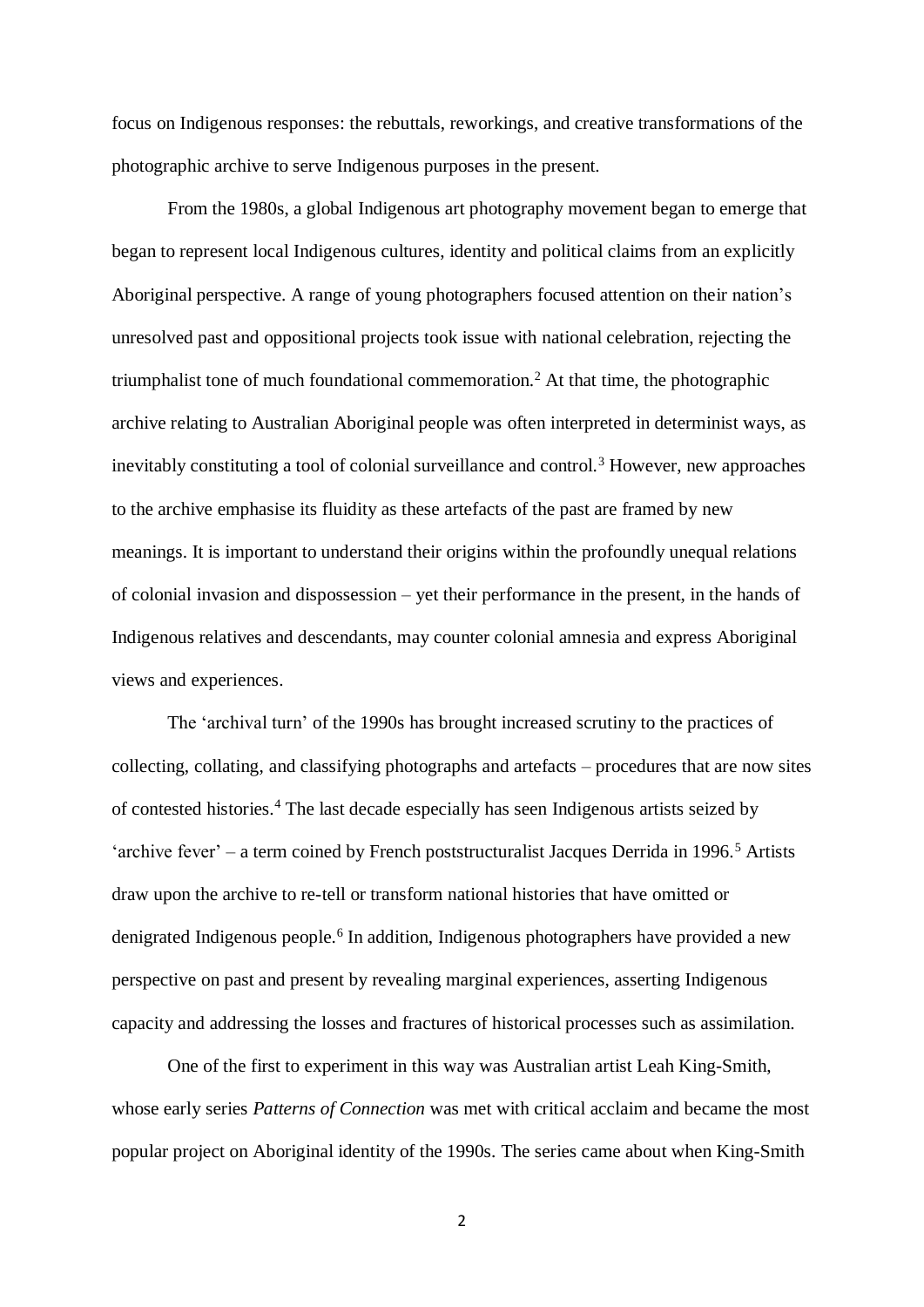focus on Indigenous responses: the rebuttals, reworkings, and creative transformations of the photographic archive to serve Indigenous purposes in the present.

From the 1980s, a global Indigenous art photography movement began to emerge that began to represent local Indigenous cultures, identity and political claims from an explicitly Aboriginal perspective. A range of young photographers focused attention on their nation's unresolved past and oppositional projects took issue with national celebration, rejecting the triumphalist tone of much foundational commemoration.[2] At that time, the photographic archive relating to Australian Aboriginal people was often interpreted in determinist ways, as inevitably constituting a tool of colonial surveillance and control.[3] However, new approaches to the archive emphasise its fluidity as these artefacts of the past are framed by new meanings. It is important to understand their origins within the profoundly unequal relations of colonial invasion and dispossession – yet their performance in the present, in the hands of Indigenous relatives and descendants, may counter colonial amnesia and express Aboriginal views and experiences.

The 'archival turn' of the 1990s has brought increased scrutiny to the practices of collecting, collating, and classifying photographs and artefacts – procedures that are now sites of contested histories.[4] The last decade especially has seen Indigenous artists seized by 'archive fever' – a term coined by French poststructuralist Jacques Derrida in 1996.[5] Artists draw upon the archive to re-tell or transform national histories that have omitted or denigrated Indigenous people.[6] In addition, Indigenous photographers have provided a new perspective on past and present by revealing marginal experiences, asserting Indigenous capacity and addressing the losses and fractures of historical processes such as assimilation.

One of the first to experiment in this way was Australian artist Leah King-Smith, whose early series *Patterns of Connection* was met with critical acclaim and became the most popular project on Aboriginal identity of the 1990s. The series came about when King-Smith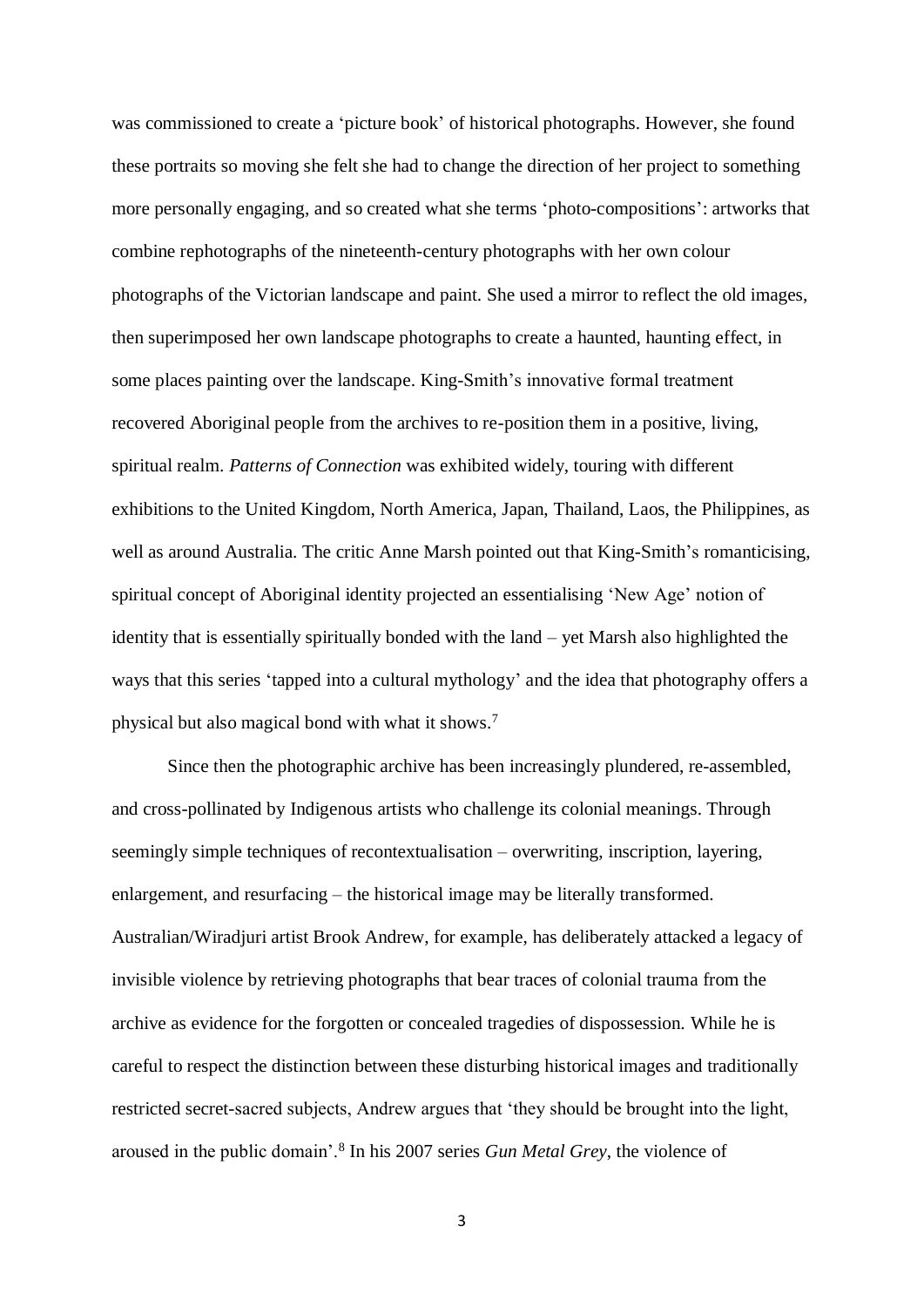was commissioned to create a 'picture book' of historical photographs. However, she found these portraits so moving she felt she had to change the direction of her project to something more personally engaging, and so created what she terms 'photo-compositions': artworks that combine rephotographs of the nineteenth-century photographs with her own colour photographs of the Victorian landscape and paint. She used a mirror to reflect the old images, then superimposed her own landscape photographs to create a haunted, haunting effect, in some places painting over the landscape. King-Smith's innovative formal treatment recovered Aboriginal people from the archives to re-position them in a positive, living, spiritual realm. *Patterns of Connection* was exhibited widely, touring with different exhibitions to the United Kingdom, North America, Japan, Thailand, Laos, the Philippines, as well as around Australia. The critic Anne Marsh pointed out that King-Smith's romanticising, spiritual concept of Aboriginal identity projected an essentialising 'New Age' notion of identity that is essentially spiritually bonded with the land – yet Marsh also highlighted the ways that this series 'tapped into a cultural mythology' and the idea that photography offers a physical but also magical bond with what it shows.[7]

Since then the photographic archive has been increasingly plundered, re-assembled, and cross-pollinated by Indigenous artists who challenge its colonial meanings. Through seemingly simple techniques of recontextualisation – overwriting, inscription, layering, enlargement, and resurfacing – the historical image may be literally transformed. Australian/Wiradjuri artist Brook Andrew, for example, has deliberately attacked a legacy of invisible violence by retrieving photographs that bear traces of colonial trauma from the archive as evidence for the forgotten or concealed tragedies of dispossession. While he is careful to respect the distinction between these disturbing historical images and traditionally restricted secret-sacred subjects, Andrew argues that 'they should be brought into the light, aroused in the public domain'.[8] In his 2007 series *Gun Metal Grey*, the violence of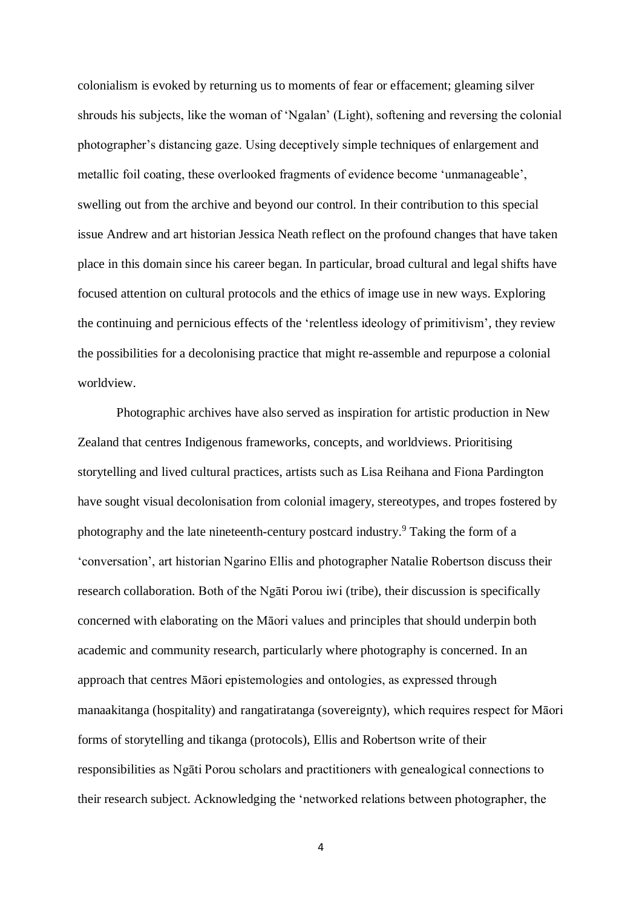colonialism is evoked by returning us to moments of fear or effacement; gleaming silver shrouds his subjects, like the woman of 'Ngalan' (Light), softening and reversing the colonial photographer's distancing gaze. Using deceptively simple techniques of enlargement and metallic foil coating, these overlooked fragments of evidence become 'unmanageable', swelling out from the archive and beyond our control. In their contribution to this special issue Andrew and art historian Jessica Neath reflect on the profound changes that have taken place in this domain since his career began. In particular, broad cultural and legal shifts have focused attention on cultural protocols and the ethics of image use in new ways. Exploring the continuing and pernicious effects of the 'relentless ideology of primitivism', they review the possibilities for a decolonising practice that might re-assemble and repurpose a colonial worldview.

Photographic archives have also served as inspiration for artistic production in New Zealand that centres Indigenous frameworks, concepts, and worldviews. Prioritising storytelling and lived cultural practices, artists such as Lisa Reihana and Fiona Pardington have sought visual decolonisation from colonial imagery, stereotypes, and tropes fostered by photography and the late nineteenth-century postcard industry.[9] Taking the form of a 'conversation', art historian Ngarino Ellis and photographer Natalie Robertson discuss their research collaboration. Both of the Ngāti Porou iwi (tribe), their discussion is specifically concerned with elaborating on the Māori values and principles that should underpin both academic and community research, particularly where photography is concerned. In an approach that centres Māori epistemologies and ontologies, as expressed through manaakitanga (hospitality) and rangatiratanga (sovereignty), which requires respect for Māori forms of storytelling and tikanga (protocols), Ellis and Robertson write of their responsibilities as Ngāti Porou scholars and practitioners with genealogical connections to their research subject. Acknowledging the 'networked relations between photographer, the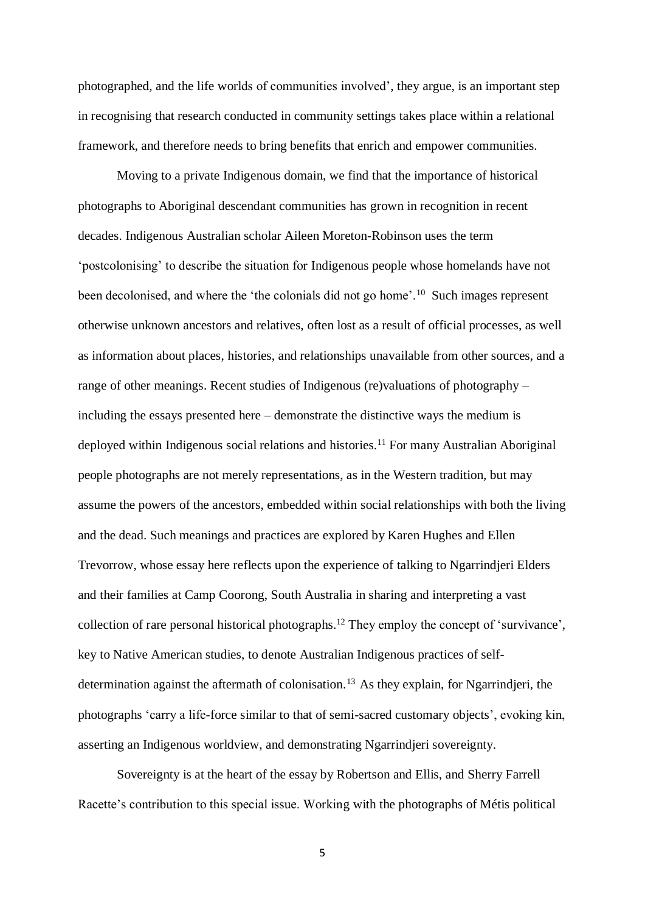photographed, and the life worlds of communities involved', they argue, is an important step in recognising that research conducted in community settings takes place within a relational framework, and therefore needs to bring benefits that enrich and empower communities.

Moving to a private Indigenous domain, we find that the importance of historical photographs to Aboriginal descendant communities has grown in recognition in recent decades. Indigenous Australian scholar Aileen Moreton-Robinson uses the term 'postcolonising' to describe the situation for Indigenous people whose homelands have not been decolonised, and where the 'the colonials did not go home'.[10] Such images represent otherwise unknown ancestors and relatives, often lost as a result of official processes, as well as information about places, histories, and relationships unavailable from other sources, and a range of other meanings. Recent studies of Indigenous (re)valuations of photography – including the essays presented here – demonstrate the distinctive ways the medium is deployed within Indigenous social relations and histories.[11] For many Australian Aboriginal people photographs are not merely representations, as in the Western tradition, but may assume the powers of the ancestors, embedded within social relationships with both the living and the dead. Such meanings and practices are explored by Karen Hughes and Ellen Trevorrow, whose essay here reflects upon the experience of talking to Ngarrindjeri Elders and their families at Camp Coorong, South Australia in sharing and interpreting a vast collection of rare personal historical photographs.[12] They employ the concept of 'survivance', key to Native American studies, to denote Australian Indigenous practices of self-determination against the aftermath of colonisation.[13] As they explain, for Ngarrindjeri, the photographs 'carry a life-force similar to that of semi-sacred customary objects', evoking kin, asserting an Indigenous worldview, and demonstrating Ngarrindjeri sovereignty.

Sovereignty is at the heart of the essay by Robertson and Ellis, and Sherry Farrell Racette's contribution to this special issue. Working with the photographs of Métis political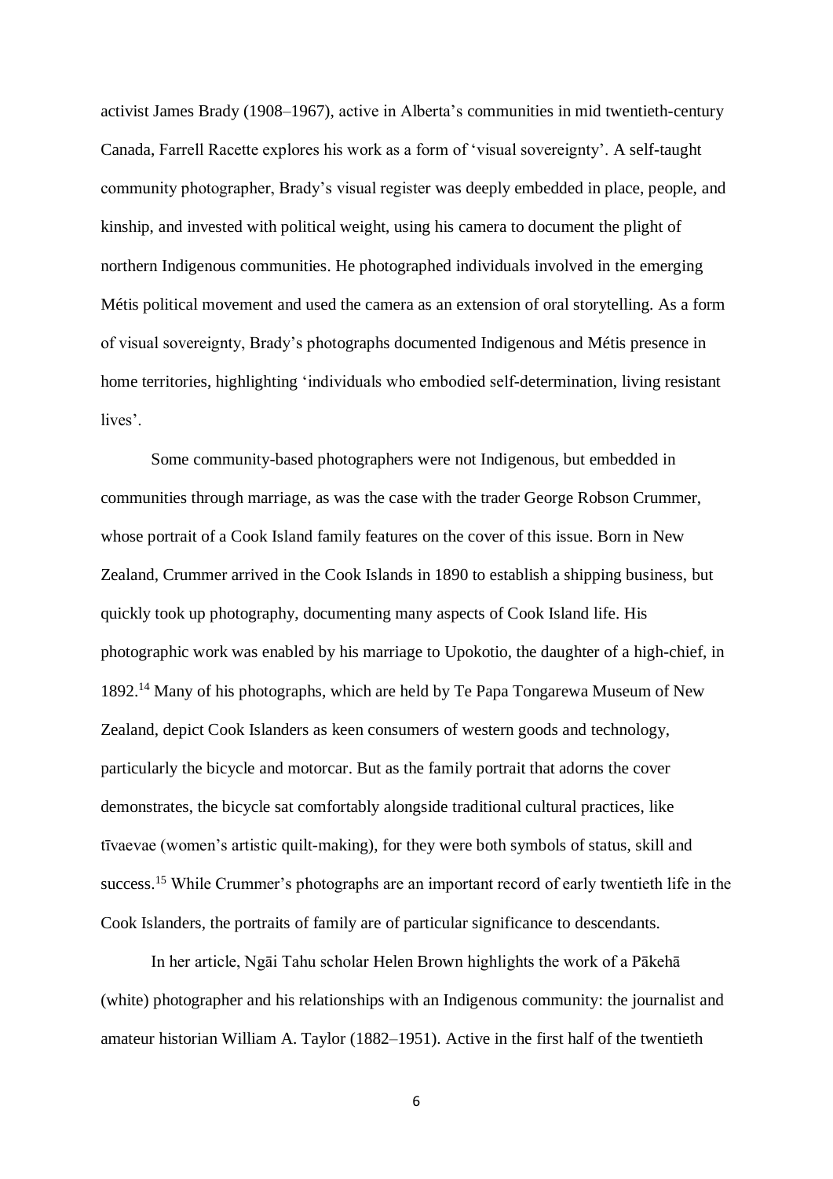activist James Brady (1908–1967), active in Alberta's communities in mid twentieth-century Canada, Farrell Racette explores his work as a form of 'visual sovereignty'. A self-taught community photographer, Brady's visual register was deeply embedded in place, people, and kinship, and invested with political weight, using his camera to document the plight of northern Indigenous communities. He photographed individuals involved in the emerging Métis political movement and used the camera as an extension of oral storytelling. As a form of visual sovereignty, Brady's photographs documented Indigenous and Métis presence in home territories, highlighting 'individuals who embodied self-determination, living resistant lives'.

Some community-based photographers were not Indigenous, but embedded in communities through marriage, as was the case with the trader George Robson Crummer, whose portrait of a Cook Island family features on the cover of this issue. Born in New Zealand, Crummer arrived in the Cook Islands in 1890 to establish a shipping business, but quickly took up photography, documenting many aspects of Cook Island life. His photographic work was enabled by his marriage to Upokotio, the daughter of a high-chief, in 1892.[14] Many of his photographs, which are held by Te Papa Tongarewa Museum of New Zealand, depict Cook Islanders as keen consumers of western goods and technology, particularly the bicycle and motorcar. But as the family portrait that adorns the cover demonstrates, the bicycle sat comfortably alongside traditional cultural practices, like tīvaevae (women's artistic quilt-making), for they were both symbols of status, skill and success.[15] While Crummer's photographs are an important record of early twentieth life in the Cook Islanders, the portraits of family are of particular significance to descendants.

In her article, Ngāi Tahu scholar Helen Brown highlights the work of a Pākehā (white) photographer and his relationships with an Indigenous community: the journalist and amateur historian William A. Taylor (1882–1951). Active in the first half of the twentieth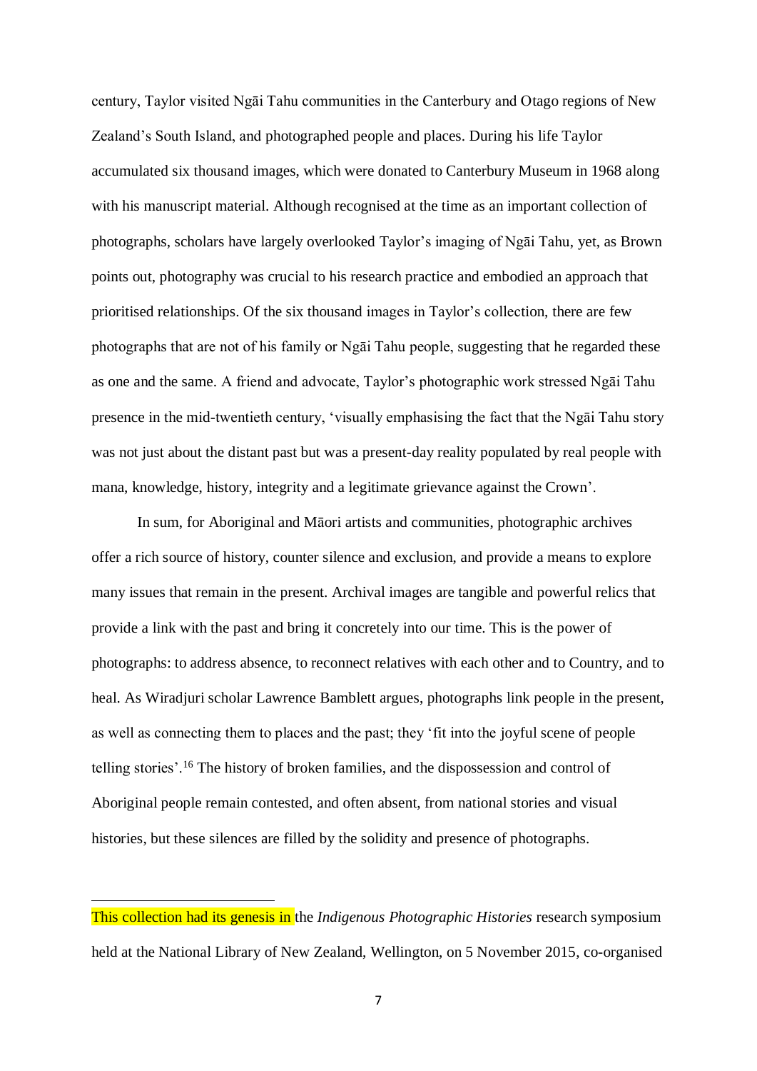century, Taylor visited Ngāi Tahu communities in the Canterbury and Otago regions of New Zealand's South Island, and photographed people and places. During his life Taylor accumulated six thousand images, which were donated to Canterbury Museum in 1968 along with his manuscript material. Although recognised at the time as an important collection of photographs, scholars have largely overlooked Taylor's imaging of Ngāi Tahu, yet, as Brown points out, photography was crucial to his research practice and embodied an approach that prioritised relationships. Of the six thousand images in Taylor's collection, there are few photographs that are not of his family or Ngāi Tahu people, suggesting that he regarded these as one and the same. A friend and advocate, Taylor's photographic work stressed Ngāi Tahu presence in the mid-twentieth century, 'visually emphasising the fact that the Ngāi Tahu story was not just about the distant past but was a present-day reality populated by real people with mana, knowledge, history, integrity and a legitimate grievance against the Crown'.

In sum, for Aboriginal and Māori artists and communities, photographic archives offer a rich source of history, counter silence and exclusion, and provide a means to explore many issues that remain in the present. Archival images are tangible and powerful relics that provide a link with the past and bring it concretely into our time. This is the power of photographs: to address absence, to reconnect relatives with each other and to Country, and to heal. As Wiradjuri scholar Lawrence Bamblett argues, photographs link people in the present, as well as connecting them to places and the past; they 'fit into the joyful scene of people telling stories'.[16] The history of broken families, and the dispossession and control of Aboriginal people remain contested, and often absent, from national stories and visual histories, but these silences are filled by the solidity and presence of photographs.

---

This collection had its genesis in the *Indigenous Photographic Histories* research symposium held at the National Library of New Zealand, Wellington, on 5 November 2015, co-organised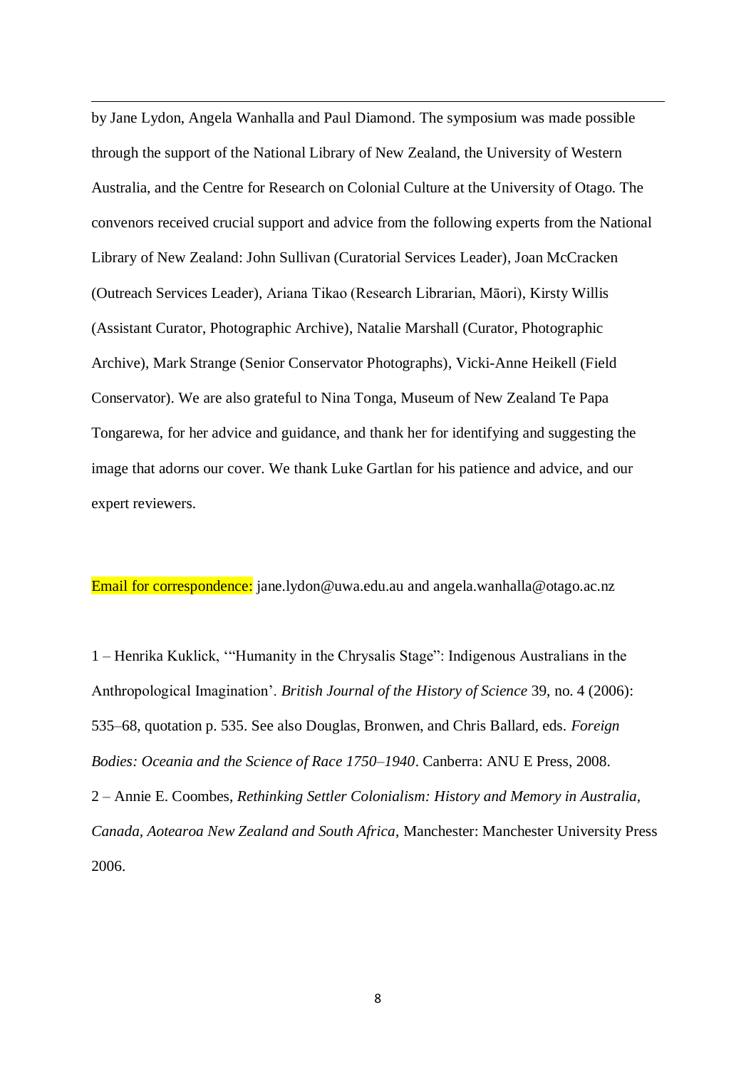---

by Jane Lydon, Angela Wanhalla and Paul Diamond. The symposium was made possible through the support of the National Library of New Zealand, the University of Western Australia, and the Centre for Research on Colonial Culture at the University of Otago. The convenors received crucial support and advice from the following experts from the National Library of New Zealand: John Sullivan (Curatorial Services Leader), Joan McCracken (Outreach Services Leader), Ariana Tikao (Research Librarian, Māori), Kirsty Willis (Assistant Curator, Photographic Archive), Natalie Marshall (Curator, Photographic Archive), Mark Strange (Senior Conservator Photographs), Vicki-Anne Heikell (Field Conservator). We are also grateful to Nina Tonga, Museum of New Zealand Te Papa Tongarewa, for her advice and guidance, and thank her for identifying and suggesting the image that adorns our cover. We thank Luke Gartlan for his patience and advice, and our expert reviewers.

Email for correspondence: jane.lydon@uwa.edu.au and angela.wanhalla@otago.ac.nz

1 – Henrika Kuklick, '"Humanity in the Chrysalis Stage": Indigenous Australians in the Anthropological Imagination'. *British Journal of the History of Science* 39, no. 4 (2006): 535–68, quotation p. 535. See also Douglas, Bronwen, and Chris Ballard, eds. *Foreign Bodies: Oceania and the Science of Race 1750–1940*. Canberra: ANU E Press, 2008.

2 – Annie E. Coombes, *Rethinking Settler Colonialism: History and Memory in Australia, Canada, Aotearoa New Zealand and South Africa*, Manchester: Manchester University Press 2006.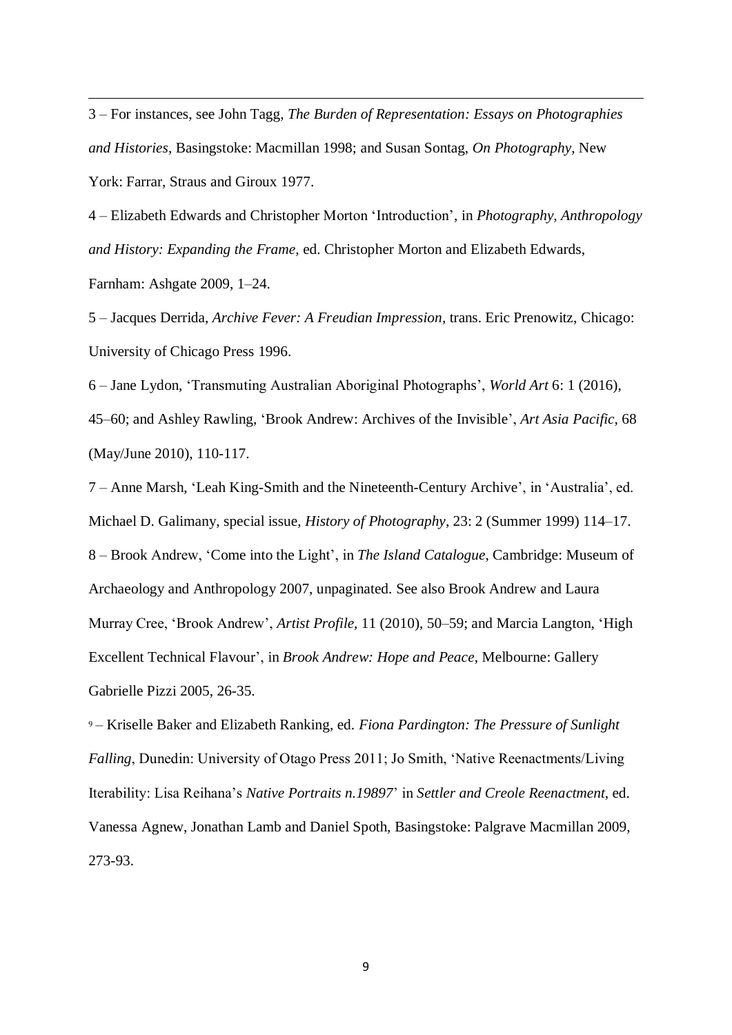3 – For instances, see John Tagg, *The Burden of Representation: Essays on Photographies and Histories*, Basingstoke: Macmillan 1998; and Susan Sontag, *On Photography*, New York: Farrar, Straus and Giroux 1977.

4 – Elizabeth Edwards and Christopher Morton 'Introduction', in *Photography, Anthropology and History: Expanding the Frame,* ed. Christopher Morton and Elizabeth Edwards, Farnham: Ashgate 2009, 1–24.

5 – Jacques Derrida, *Archive Fever: A Freudian Impression*, trans. Eric Prenowitz, Chicago: University of Chicago Press 1996.

6 – Jane Lydon, 'Transmuting Australian Aboriginal Photographs', *World Art* 6: 1 (2016), 45–60; and Ashley Rawling, 'Brook Andrew: Archives of the Invisible', *Art Asia Pacific*, 68 (May/June 2010), 110-117.

7 – Anne Marsh, 'Leah King-Smith and the Nineteenth-Century Archive', in 'Australia', ed. Michael D. Galimany, special issue, *History of Photography*, 23: 2 (Summer 1999) 114–17.

8 – Brook Andrew, 'Come into the Light', in *The Island Catalogue*, Cambridge: Museum of Archaeology and Anthropology 2007, unpaginated. See also Brook Andrew and Laura Murray Cree, 'Brook Andrew', *Artist Profile*, 11 (2010), 50–59; and Marcia Langton, 'High Excellent Technical Flavour', in *Brook Andrew: Hope and Peace*, Melbourne: Gallery Gabrielle Pizzi 2005, 26-35.

9 – Kriselle Baker and Elizabeth Ranking, ed. *Fiona Pardington: The Pressure of Sunlight Falling*, Dunedin: University of Otago Press 2011; Jo Smith, 'Native Reenactments/Living Iterability: Lisa Reihana's *Native Portraits n.19897*' in *Settler and Creole Reenactment*, ed. Vanessa Agnew, Jonathan Lamb and Daniel Spoth, Basingstoke: Palgrave Macmillan 2009, 273-93.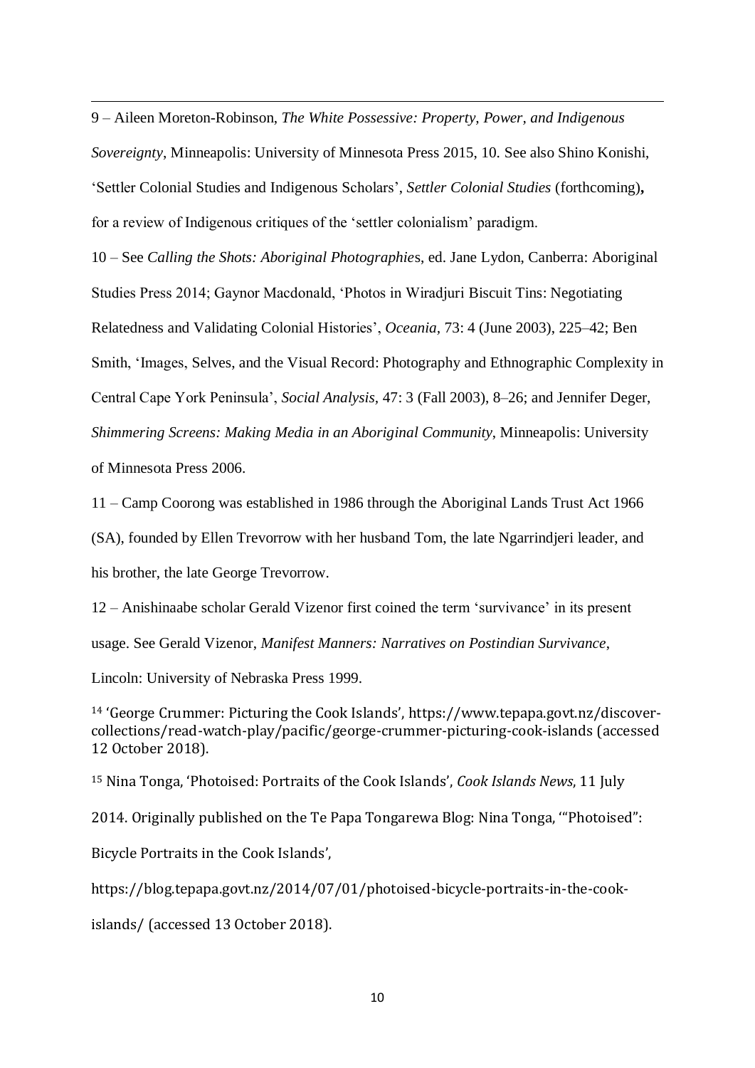9 – Aileen Moreton-Robinson, *The White Possessive: Property, Power, and Indigenous Sovereignty*, Minneapolis: University of Minnesota Press 2015, 10. See also Shino Konishi, 'Settler Colonial Studies and Indigenous Scholars', *Settler Colonial Studies* (forthcoming), for a review of Indigenous critiques of the 'settler colonialism' paradigm.

10 – See *Calling the Shots: Aboriginal Photographies*, ed. Jane Lydon, Canberra: Aboriginal Studies Press 2014; Gaynor Macdonald, 'Photos in Wiradjuri Biscuit Tins: Negotiating Relatedness and Validating Colonial Histories', *Oceania,* 73: 4 (June 2003), 225–42; Ben Smith, 'Images, Selves, and the Visual Record: Photography and Ethnographic Complexity in Central Cape York Peninsula', *Social Analysis,* 47: 3 (Fall 2003), 8–26; and Jennifer Deger, *Shimmering Screens: Making Media in an Aboriginal Community*, Minneapolis: University of Minnesota Press 2006.

11 – Camp Coorong was established in 1986 through the Aboriginal Lands Trust Act 1966 (SA), founded by Ellen Trevorrow with her husband Tom, the late Ngarrindjeri leader, and his brother, the late George Trevorrow.

12 – Anishinaabe scholar Gerald Vizenor first coined the term 'survivance' in its present usage. See Gerald Vizenor, *Manifest Manners: Narratives on Postindian Survivance*, Lincoln: University of Nebraska Press 1999.

[14] 'George Crummer: Picturing the Cook Islands', https://www.tepapa.govt.nz/discover-collections/read-watch-play/pacific/george-crummer-picturing-cook-islands (accessed 12 October 2018).

[15] Nina Tonga, 'Photoised: Portraits of the Cook Islands', *Cook Islands News,* 11 July 2014. Originally published on the Te Papa Tongarewa Blog: Nina Tonga, '"Photoised": Bicycle Portraits in the Cook Islands', https://blog.tepapa.govt.nz/2014/07/01/photoised-bicycle-portraits-in-the-cook-islands/ (accessed 13 October 2018).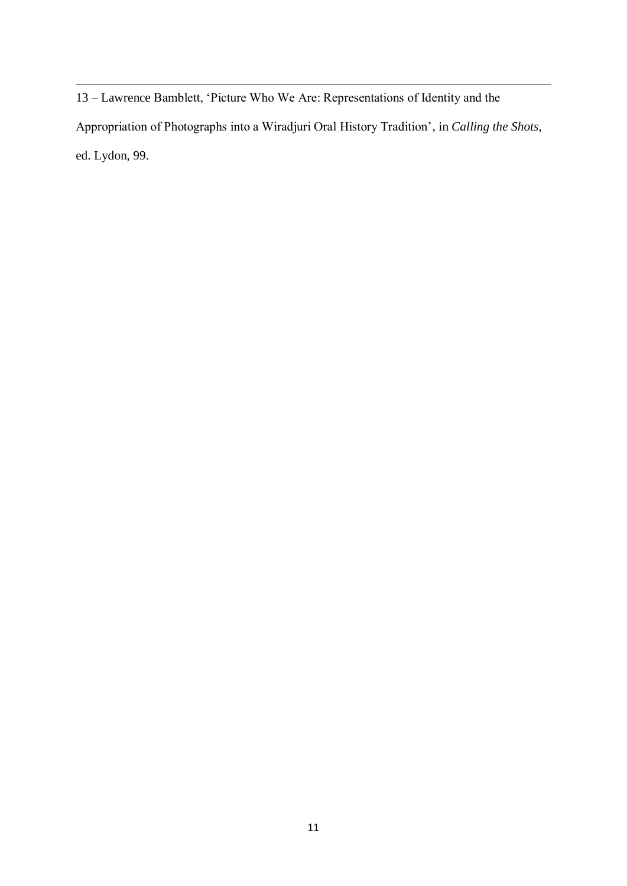13 – Lawrence Bamblett, 'Picture Who We Are: Representations of Identity and the Appropriation of Photographs into a Wiradjuri Oral History Tradition', in *Calling the Shots*, ed. Lydon, 99.